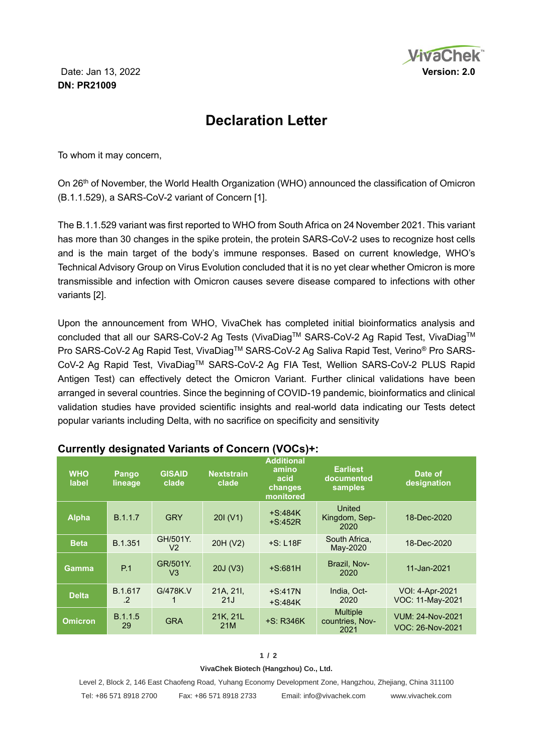Date: Jan 13, 2022
**DN: PR21009**

**Version: 2.0**

# Declaration Letter

To whom it may concern,

On 26th of November, the World Health Organization (WHO) announced the classification of Omicron (B.1.1.529), a SARS-CoV-2 variant of Concern [1].

The B.1.1.529 variant was first reported to WHO from South Africa on 24 November 2021. This variant has more than 30 changes in the spike protein, the protein SARS-CoV-2 uses to recognize host cells and is the main target of the body's immune responses. Based on current knowledge, WHO's Technical Advisory Group on Virus Evolution concluded that it is no yet clear whether Omicron is more transmissible and infection with Omicron causes severe disease compared to infections with other variants [2].

Upon the announcement from WHO, VivaChek has completed initial bioinformatics analysis and concluded that all our SARS-CoV-2 Ag Tests (VivaDiag™ SARS-CoV-2 Ag Rapid Test, VivaDiag™ Pro SARS-CoV-2 Ag Rapid Test, VivaDiag™ SARS-CoV-2 Ag Saliva Rapid Test, Verino® Pro SARS-CoV-2 Ag Rapid Test, VivaDiag™ SARS-CoV-2 Ag FIA Test, Wellion SARS-CoV-2 PLUS Rapid Antigen Test) can effectively detect the Omicron Variant. Further clinical validations have been arranged in several countries. Since the beginning of COVID-19 pandemic, bioinformatics and clinical validation studies have provided scientific insights and real-world data indicating our Tests detect popular variants including Delta, with no sacrifice on specificity and sensitivity

### Currently designated Variants of Concern (VOCs)+:

| WHO label | Pango lineage | GISAID clade | Nextstrain clade | Additional amino acid changes monitored | Earliest documented samples | Date of designation |
|---|---|---|---|---|---|---|
| **Alpha** | B.1.1.7 | GRY | 20I (V1) | +S:484K<br>+S:452R | United Kingdom, Sep-2020 | 18-Dec-2020 |
| **Beta** | B.1.351 | GH/501Y.V2 | 20H (V2) | +S: L18F | South Africa, May-2020 | 18-Dec-2020 |
| **Gamma** | P.1 | GR/501Y.V3 | 20J (V3) | +S:681H | Brazil, Nov-2020 | 11-Jan-2021 |
| **Delta** | B.1.617.2 | G/478K.V1 | 21A, 21I, 21J | +S:417N<br>+S:484K | India, Oct-2020 | VOI: 4-Apr-2021<br>VOC: 11-May-2021 |
| **Omicron** | B.1.1.529 | GRA | 21K, 21L 21M | +S: R346K | Multiple countries, Nov-2021 | VUM: 24-Nov-2021<br>VOC: 26-Nov-2021 |

**VivaChek Biotech (Hangzhou) Co., Ltd.**

Level 2, Block 2, 146 East Chaofeng Road, Yuhang Economy Development Zone, Hangzhou, Zhejiang, China 311100

Tel: +86 571 8918 2700 Fax: +86 571 8918 2733 Email: info@vivachek.com www.vivachek.com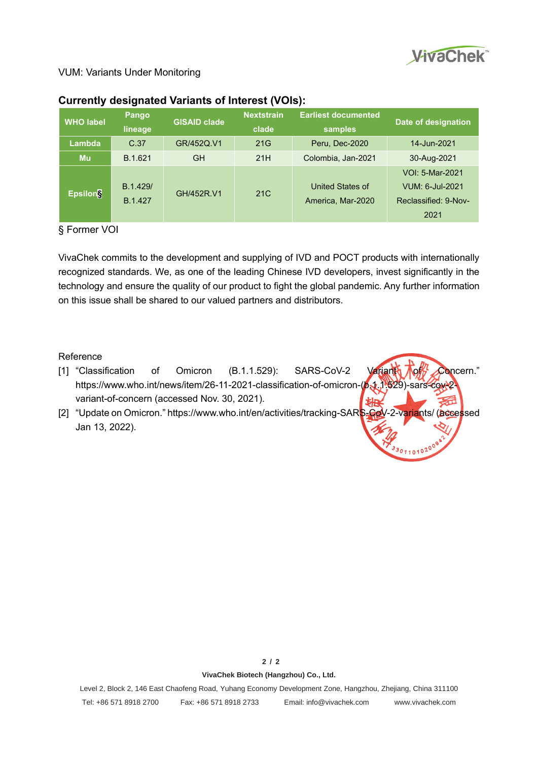VUM: Variants Under Monitoring

### Currently designated Variants of Interest (VOIs):

| WHO label | Pango lineage | GISAID clade | Nextstrain clade | Earliest documented samples | Date of designation |
|---|---|---|---|---|---|
| Lambda | C.37 | GR/452Q.V1 | 21G | Peru, Dec-2020 | 14-Jun-2021 |
| Mu | B.1.621 | GH | 21H | Colombia, Jan-2021 | 30-Aug-2021 |
| Epsilon§ | B.1.429/ B.1.427 | GH/452R.V1 | 21C | United States of America, Mar-2020 | VOI: 5-Mar-2021 VUM: 6-Jul-2021 Reclassified: 9-Nov-2021 |

§ Former VOI

VivaChek commits to the development and supplying of IVD and POCT products with internationally recognized standards. We, as one of the leading Chinese IVD developers, invest significantly in the technology and ensure the quality of our product to fight the global pandemic. Any further information on this issue shall be shared to our valued partners and distributors.

Reference

[1] "Classification of Omicron (B.1.1.529): SARS-CoV-2 Variant of Concern." https://www.who.int/news/item/26-11-2021-classification-of-omicron-(b.1.1.529)-sars-cov-2-variant-of-concern (accessed Nov. 30, 2021).

[2] "Update on Omicron." https://www.who.int/en/activities/tracking-SARS-CoV-2-variants/ (accessed Jan 13, 2022).

**VivaChek Biotech (Hangzhou) Co., Ltd.**

Level 2, Block 2, 146 East Chaofeng Road, Yuhang Economy Development Zone, Hangzhou, Zhejiang, China 311100

Tel: +86 571 8918 2700 Fax: +86 571 8918 2733 Email: info@vivachek.com www.vivachek.com